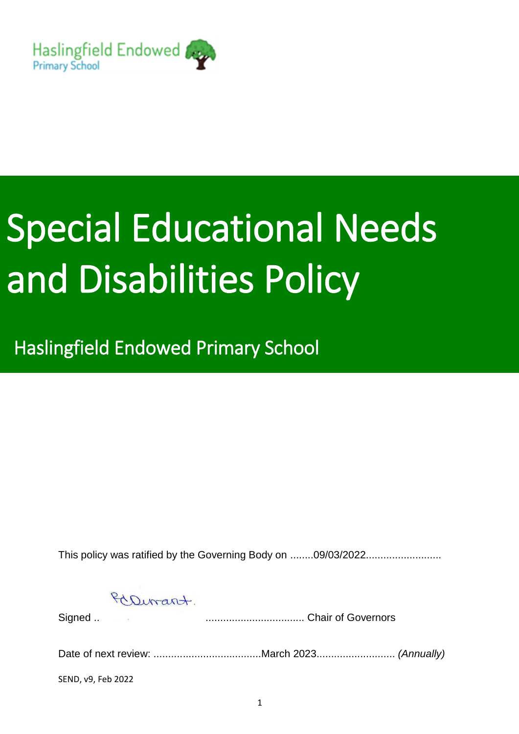Haslingfield Endowed Primary School

# Special Educational Needs and Disabilities Policy

## Haslingfield Endowed Primary School

This policy was ratified by the Governing Body on ........09/03/2022.........................

Signed .. ................................. Chair of Governors

Date of next review: .....................................March 2023.......................... *(Annually)*

SEND, v9, Feb 2022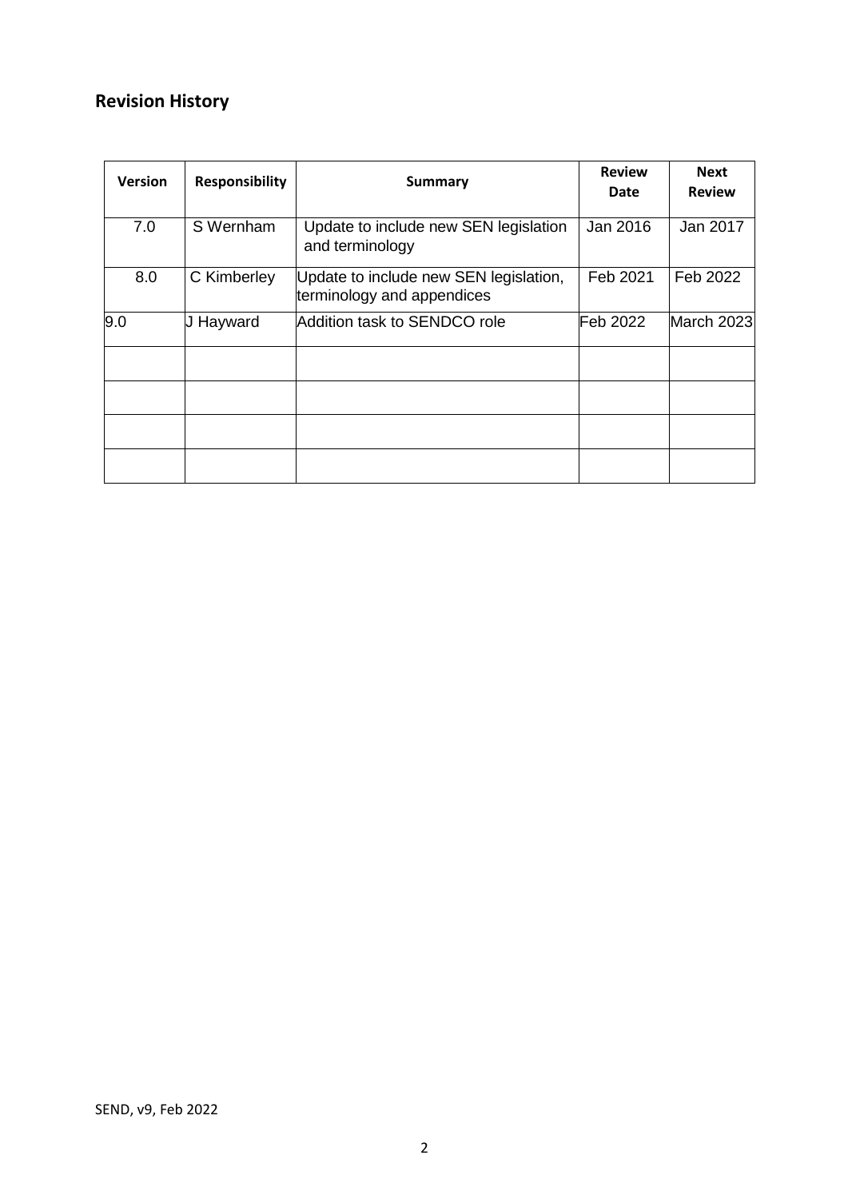## Revision History

| Version | Responsibility | Summary | Review Date | Next Review |
|---|---|---|---|---|
| 7.0 | S Wernham | Update to include new SEN legislation and terminology | Jan 2016 | Jan 2017 |
| 8.0 | C Kimberley | Update to include new SEN legislation, terminology and appendices | Feb 2021 | Feb 2022 |
| 9.0 | J Hayward | Addition task to SENDCO role | Feb 2022 | March 2023 |
| | | | | |
| | | | | |
| | | | | |
| | | | | |

SEND, v9, Feb 2022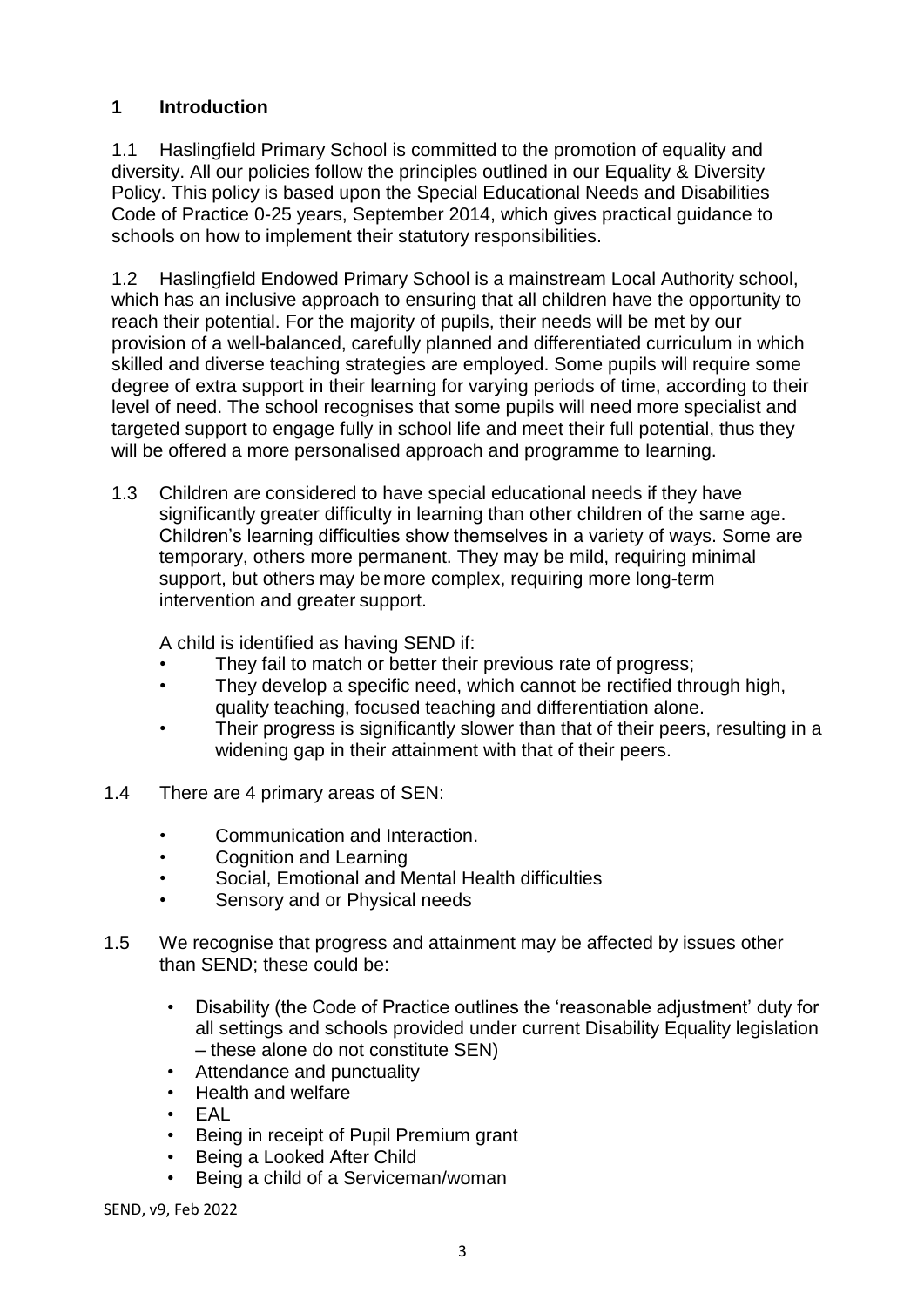## 1 Introduction

1.1 Haslingfield Primary School is committed to the promotion of equality and diversity. All our policies follow the principles outlined in our Equality & Diversity Policy. This policy is based upon the Special Educational Needs and Disabilities Code of Practice 0-25 years, September 2014, which gives practical guidance to schools on how to implement their statutory responsibilities.

1.2 Haslingfield Endowed Primary School is a mainstream Local Authority school, which has an inclusive approach to ensuring that all children have the opportunity to reach their potential. For the majority of pupils, their needs will be met by our provision of a well-balanced, carefully planned and differentiated curriculum in which skilled and diverse teaching strategies are employed. Some pupils will require some degree of extra support in their learning for varying periods of time, according to their level of need. The school recognises that some pupils will need more specialist and targeted support to engage fully in school life and meet their full potential, thus they will be offered a more personalised approach and programme to learning.

1.3 Children are considered to have special educational needs if they have significantly greater difficulty in learning than other children of the same age. Children's learning difficulties show themselves in a variety of ways. Some are temporary, others more permanent. They may be mild, requiring minimal support, but others may be more complex, requiring more long-term intervention and greater support.

A child is identified as having SEND if:

- They fail to match or better their previous rate of progress;
- They develop a specific need, which cannot be rectified through high, quality teaching, focused teaching and differentiation alone.
- Their progress is significantly slower than that of their peers, resulting in a widening gap in their attainment with that of their peers.

1.4 There are 4 primary areas of SEN:

- Communication and Interaction.
- Cognition and Learning
- Social, Emotional and Mental Health difficulties
- Sensory and or Physical needs

1.5 We recognise that progress and attainment may be affected by issues other than SEND; these could be:

- Disability (the Code of Practice outlines the 'reasonable adjustment' duty for all settings and schools provided under current Disability Equality legislation – these alone do not constitute SEN)
- Attendance and punctuality
- Health and welfare
- EAL
- Being in receipt of Pupil Premium grant
- Being a Looked After Child
- Being a child of a Serviceman/woman

SEND, v9, Feb 2022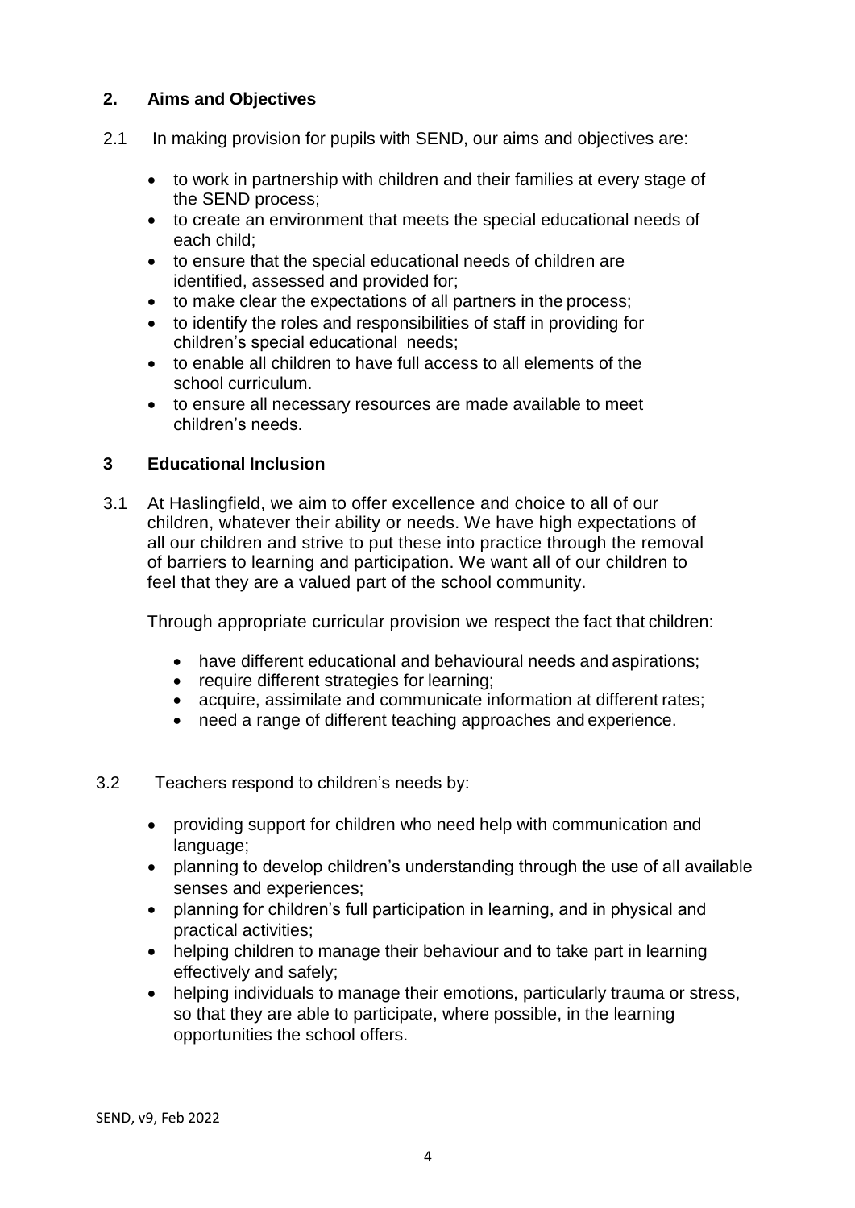## 2. Aims and Objectives

2.1 In making provision for pupils with SEND, our aims and objectives are:

- to work in partnership with children and their families at every stage of the SEND process;
- to create an environment that meets the special educational needs of each child;
- to ensure that the special educational needs of children are identified, assessed and provided for;
- to make clear the expectations of all partners in the process;
- to identify the roles and responsibilities of staff in providing for children's special educational needs;
- to enable all children to have full access to all elements of the school curriculum.
- to ensure all necessary resources are made available to meet children's needs.

## 3 Educational Inclusion

3.1 At Haslingfield, we aim to offer excellence and choice to all of our children, whatever their ability or needs. We have high expectations of all our children and strive to put these into practice through the removal of barriers to learning and participation. We want all of our children to feel that they are a valued part of the school community.

Through appropriate curricular provision we respect the fact that children:

- have different educational and behavioural needs and aspirations;
- require different strategies for learning;
- acquire, assimilate and communicate information at different rates;
- need a range of different teaching approaches and experience.

3.2 Teachers respond to children's needs by:

- providing support for children who need help with communication and language;
- planning to develop children's understanding through the use of all available senses and experiences;
- planning for children's full participation in learning, and in physical and practical activities;
- helping children to manage their behaviour and to take part in learning effectively and safely;
- helping individuals to manage their emotions, particularly trauma or stress, so that they are able to participate, where possible, in the learning opportunities the school offers.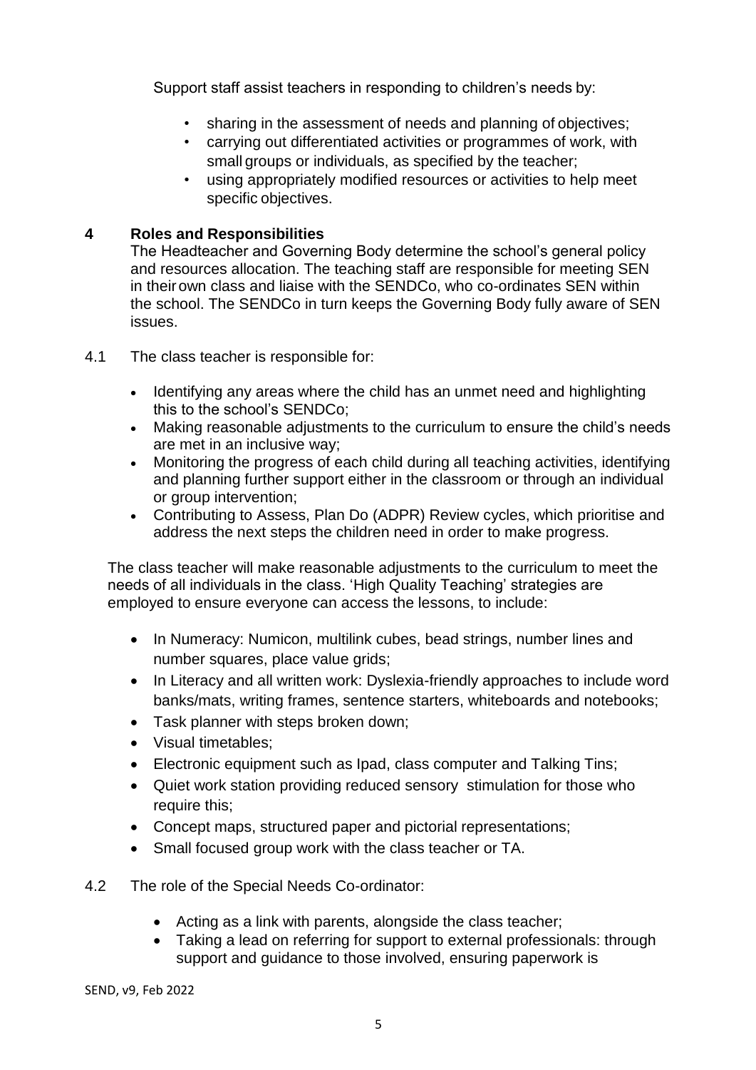Support staff assist teachers in responding to children's needs by:

- sharing in the assessment of needs and planning of objectives;
- carrying out differentiated activities or programmes of work, with small groups or individuals, as specified by the teacher;
- using appropriately modified resources or activities to help meet specific objectives.

## 4 Roles and Responsibilities

The Headteacher and Governing Body determine the school's general policy and resources allocation. The teaching staff are responsible for meeting SEN in their own class and liaise with the SENDCo, who co-ordinates SEN within the school. The SENDCo in turn keeps the Governing Body fully aware of SEN issues.

4.1 The class teacher is responsible for:

- Identifying any areas where the child has an unmet need and highlighting this to the school's SENDCo;
- Making reasonable adjustments to the curriculum to ensure the child's needs are met in an inclusive way;
- Monitoring the progress of each child during all teaching activities, identifying and planning further support either in the classroom or through an individual or group intervention;
- Contributing to Assess, Plan Do (ADPR) Review cycles, which prioritise and address the next steps the children need in order to make progress.

The class teacher will make reasonable adjustments to the curriculum to meet the needs of all individuals in the class. 'High Quality Teaching' strategies are employed to ensure everyone can access the lessons, to include:

- In Numeracy: Numicon, multilink cubes, bead strings, number lines and number squares, place value grids;
- In Literacy and all written work: Dyslexia-friendly approaches to include word banks/mats, writing frames, sentence starters, whiteboards and notebooks;
- Task planner with steps broken down;
- Visual timetables;
- Electronic equipment such as Ipad, class computer and Talking Tins;
- Quiet work station providing reduced sensory stimulation for those who require this;
- Concept maps, structured paper and pictorial representations;
- Small focused group work with the class teacher or TA.

4.2 The role of the Special Needs Co-ordinator:

- Acting as a link with parents, alongside the class teacher;
- Taking a lead on referring for support to external professionals: through support and guidance to those involved, ensuring paperwork is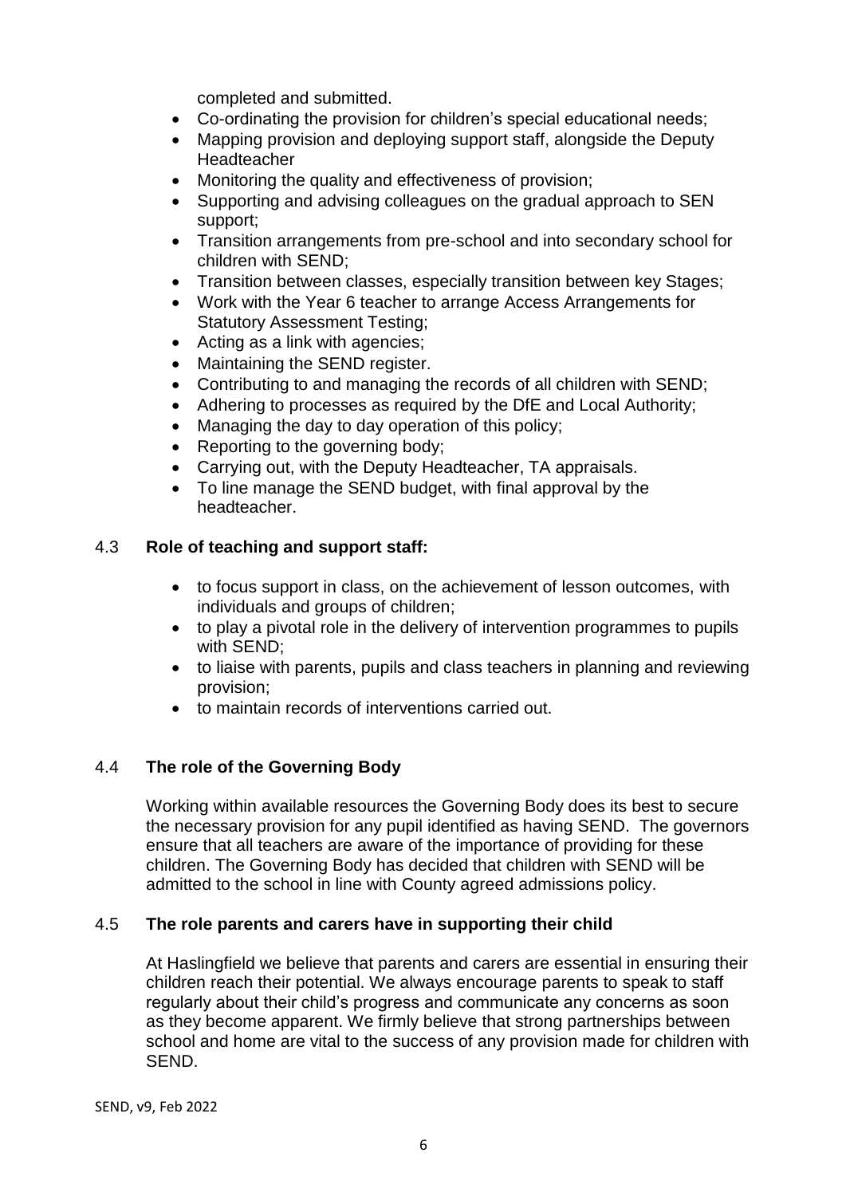completed and submitted.

- Co-ordinating the provision for children's special educational needs;
- Mapping provision and deploying support staff, alongside the Deputy Headteacher
- Monitoring the quality and effectiveness of provision;
- Supporting and advising colleagues on the gradual approach to SEN support;
- Transition arrangements from pre-school and into secondary school for children with SEND;
- Transition between classes, especially transition between key Stages;
- Work with the Year 6 teacher to arrange Access Arrangements for Statutory Assessment Testing;
- Acting as a link with agencies;
- Maintaining the SEND register.
- Contributing to and managing the records of all children with SEND;
- Adhering to processes as required by the DfE and Local Authority;
- Managing the day to day operation of this policy;
- Reporting to the governing body;
- Carrying out, with the Deputy Headteacher, TA appraisals.
- To line manage the SEND budget, with final approval by the headteacher.

### 4.3 **Role of teaching and support staff:**

- to focus support in class, on the achievement of lesson outcomes, with individuals and groups of children;
- to play a pivotal role in the delivery of intervention programmes to pupils with SEND;
- to liaise with parents, pupils and class teachers in planning and reviewing provision;
- to maintain records of interventions carried out.

### 4.4 **The role of the Governing Body**

Working within available resources the Governing Body does its best to secure the necessary provision for any pupil identified as having SEND. The governors ensure that all teachers are aware of the importance of providing for these children. The Governing Body has decided that children with SEND will be admitted to the school in line with County agreed admissions policy.

### 4.5 **The role parents and carers have in supporting their child**

At Haslingfield we believe that parents and carers are essential in ensuring their children reach their potential. We always encourage parents to speak to staff regularly about their child's progress and communicate any concerns as soon as they become apparent. We firmly believe that strong partnerships between school and home are vital to the success of any provision made for children with SEND.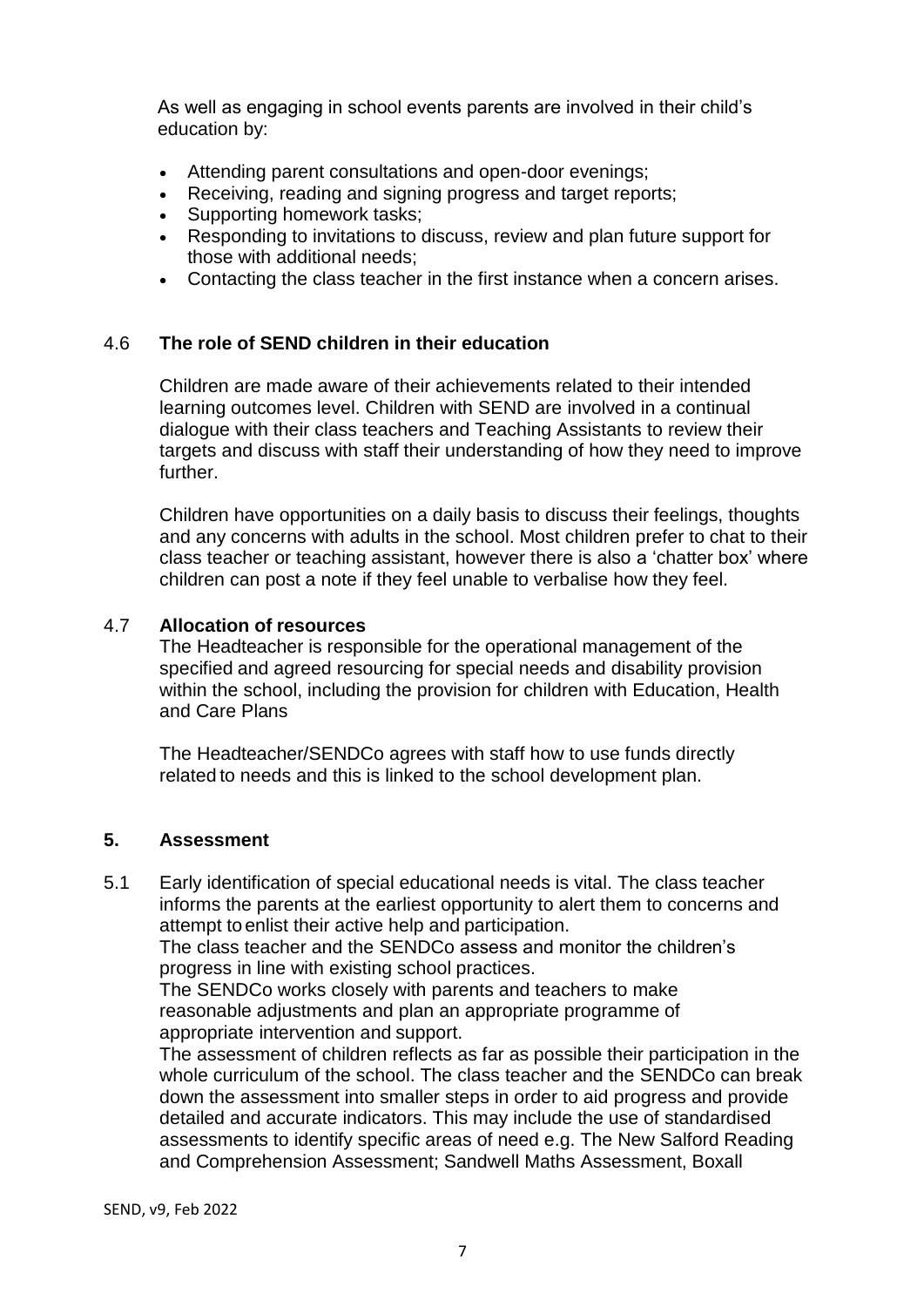As well as engaging in school events parents are involved in their child's education by:

- Attending parent consultations and open-door evenings;
- Receiving, reading and signing progress and target reports;
- Supporting homework tasks;
- Responding to invitations to discuss, review and plan future support for those with additional needs;
- Contacting the class teacher in the first instance when a concern arises.

### 4.6 The role of SEND children in their education

Children are made aware of their achievements related to their intended learning outcomes level. Children with SEND are involved in a continual dialogue with their class teachers and Teaching Assistants to review their targets and discuss with staff their understanding of how they need to improve further.

Children have opportunities on a daily basis to discuss their feelings, thoughts and any concerns with adults in the school. Most children prefer to chat to their class teacher or teaching assistant, however there is also a 'chatter box' where children can post a note if they feel unable to verbalise how they feel.

### 4.7 Allocation of resources

The Headteacher is responsible for the operational management of the specified and agreed resourcing for special needs and disability provision within the school, including the provision for children with Education, Health and Care Plans

The Headteacher/SENDCo agrees with staff how to use funds directly related to needs and this is linked to the school development plan.

## 5. Assessment

5.1 Early identification of special educational needs is vital. The class teacher informs the parents at the earliest opportunity to alert them to concerns and attempt to enlist their active help and participation.
The class teacher and the SENDCo assess and monitor the children's progress in line with existing school practices.
The SENDCo works closely with parents and teachers to make reasonable adjustments and plan an appropriate programme of appropriate intervention and support.
The assessment of children reflects as far as possible their participation in the whole curriculum of the school. The class teacher and the SENDCo can break down the assessment into smaller steps in order to aid progress and provide detailed and accurate indicators. This may include the use of standardised assessments to identify specific areas of need e.g. The New Salford Reading and Comprehension Assessment; Sandwell Maths Assessment, Boxall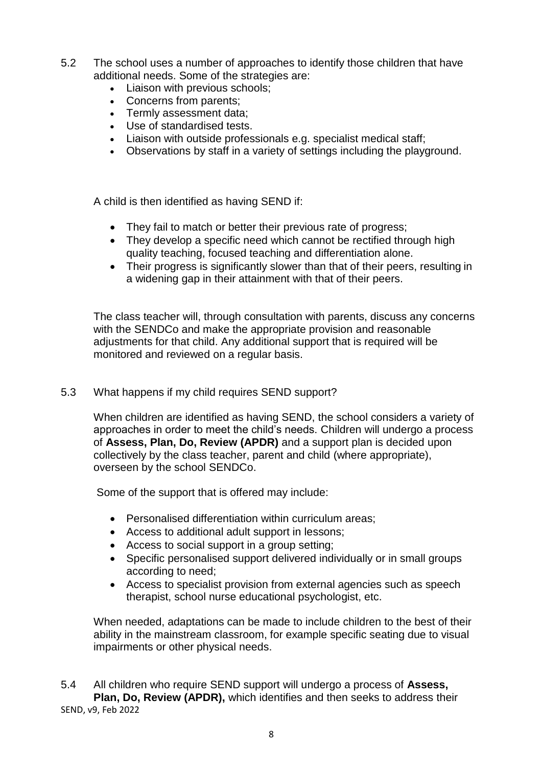5.2 The school uses a number of approaches to identify those children that have additional needs. Some of the strategies are:

- Liaison with previous schools;
- Concerns from parents;
- Termly assessment data;
- Use of standardised tests.
- Liaison with outside professionals e.g. specialist medical staff;
- Observations by staff in a variety of settings including the playground.

A child is then identified as having SEND if:

- They fail to match or better their previous rate of progress;
- They develop a specific need which cannot be rectified through high quality teaching, focused teaching and differentiation alone.
- Their progress is significantly slower than that of their peers, resulting in a widening gap in their attainment with that of their peers.

The class teacher will, through consultation with parents, discuss any concerns with the SENDCo and make the appropriate provision and reasonable adjustments for that child. Any additional support that is required will be monitored and reviewed on a regular basis.

5.3 What happens if my child requires SEND support?

When children are identified as having SEND, the school considers a variety of approaches in order to meet the child's needs. Children will undergo a process of **Assess, Plan, Do, Review (APDR)** and a support plan is decided upon collectively by the class teacher, parent and child (where appropriate), overseen by the school SENDCo.

Some of the support that is offered may include:

- Personalised differentiation within curriculum areas;
- Access to additional adult support in lessons;
- Access to social support in a group setting;
- Specific personalised support delivered individually or in small groups according to need;
- Access to specialist provision from external agencies such as speech therapist, school nurse educational psychologist, etc.

When needed, adaptations can be made to include children to the best of their ability in the mainstream classroom, for example specific seating due to visual impairments or other physical needs.

5.4 All children who require SEND support will undergo a process of **Assess, Plan, Do, Review (APDR),** which identifies and then seeks to address their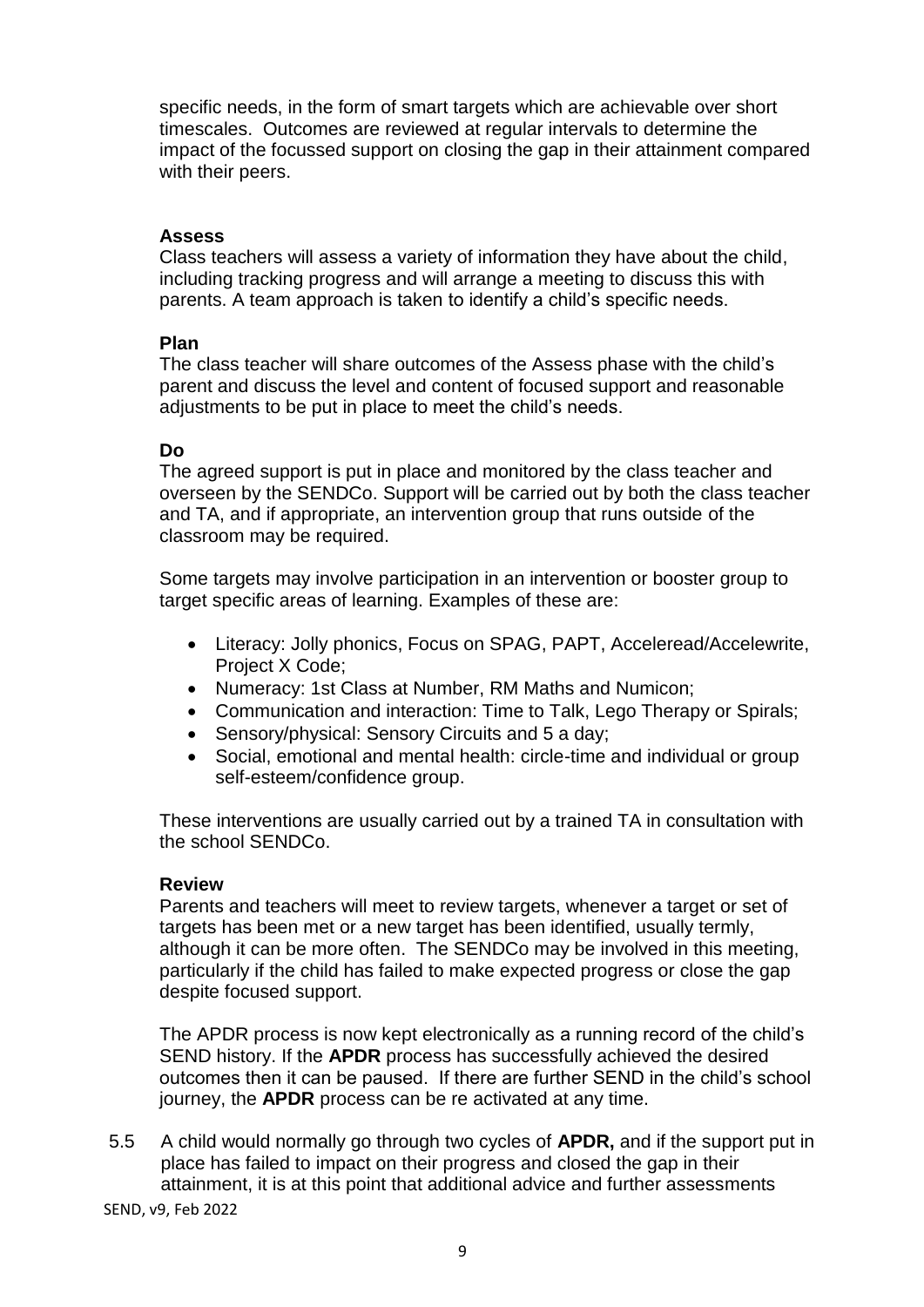specific needs, in the form of smart targets which are achievable over short timescales. Outcomes are reviewed at regular intervals to determine the impact of the focussed support on closing the gap in their attainment compared with their peers.

**Assess**

Class teachers will assess a variety of information they have about the child, including tracking progress and will arrange a meeting to discuss this with parents. A team approach is taken to identify a child's specific needs.

**Plan**

The class teacher will share outcomes of the Assess phase with the child's parent and discuss the level and content of focused support and reasonable adjustments to be put in place to meet the child's needs.

**Do**

The agreed support is put in place and monitored by the class teacher and overseen by the SENDCo. Support will be carried out by both the class teacher and TA, and if appropriate, an intervention group that runs outside of the classroom may be required.

Some targets may involve participation in an intervention or booster group to target specific areas of learning. Examples of these are:

- Literacy: Jolly phonics, Focus on SPAG, PAPT, Acceleread/Accelewrite, Project X Code;
- Numeracy: 1st Class at Number, RM Maths and Numicon;
- Communication and interaction: Time to Talk, Lego Therapy or Spirals;
- Sensory/physical: Sensory Circuits and 5 a day;
- Social, emotional and mental health: circle-time and individual or group self-esteem/confidence group.

These interventions are usually carried out by a trained TA in consultation with the school SENDCo.

**Review**

Parents and teachers will meet to review targets, whenever a target or set of targets has been met or a new target has been identified, usually termly, although it can be more often. The SENDCo may be involved in this meeting, particularly if the child has failed to make expected progress or close the gap despite focused support.

The APDR process is now kept electronically as a running record of the child's SEND history. If the **APDR** process has successfully achieved the desired outcomes then it can be paused. If there are further SEND in the child's school journey, the **APDR** process can be re activated at any time.

5.5 A child would normally go through two cycles of **APDR,** and if the support put in place has failed to impact on their progress and closed the gap in their attainment, it is at this point that additional advice and further assessments

SEND, v9, Feb 2022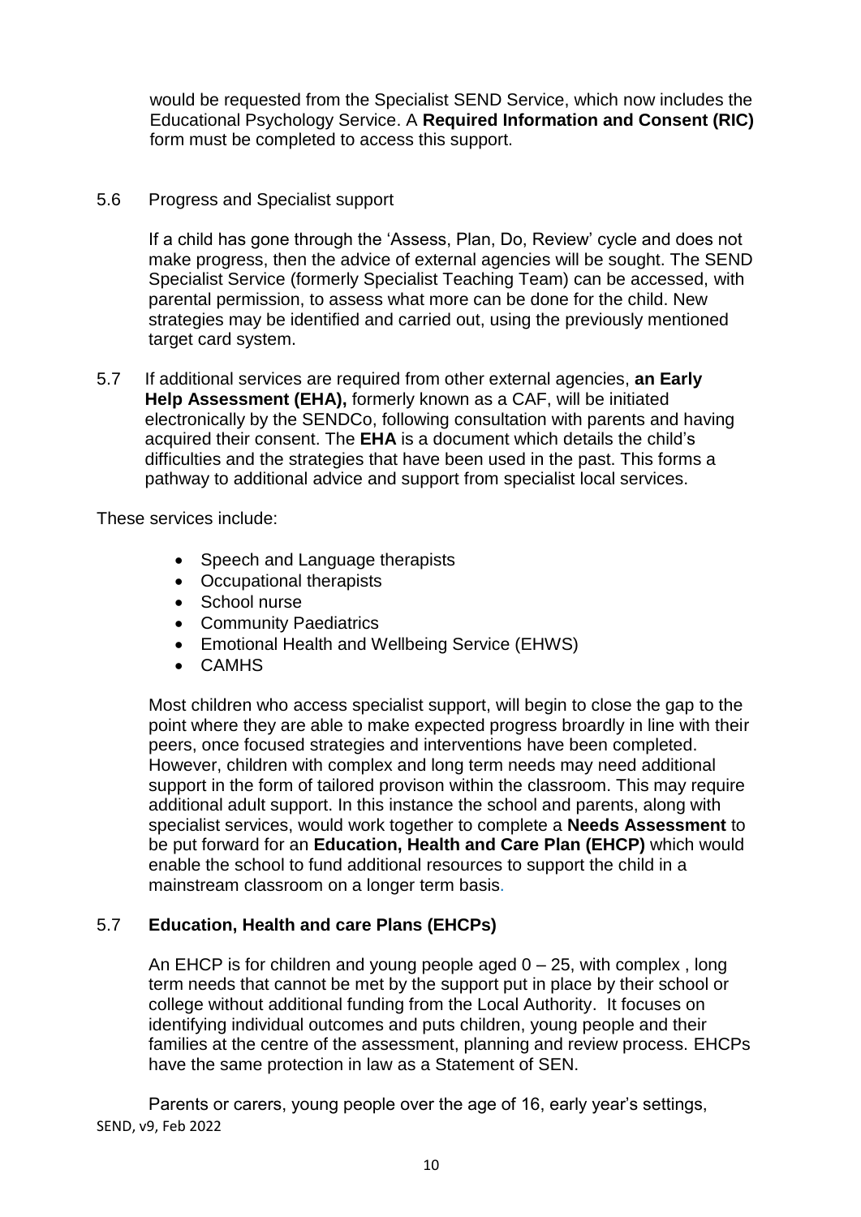would be requested from the Specialist SEND Service, which now includes the Educational Psychology Service. A **Required Information and Consent (RIC)** form must be completed to access this support.

5.6 Progress and Specialist support

If a child has gone through the 'Assess, Plan, Do, Review' cycle and does not make progress, then the advice of external agencies will be sought. The SEND Specialist Service (formerly Specialist Teaching Team) can be accessed, with parental permission, to assess what more can be done for the child. New strategies may be identified and carried out, using the previously mentioned target card system.

5.7 If additional services are required from other external agencies, **an Early Help Assessment (EHA),** formerly known as a CAF, will be initiated electronically by the SENDCo, following consultation with parents and having acquired their consent. The **EHA** is a document which details the child's difficulties and the strategies that have been used in the past. This forms a pathway to additional advice and support from specialist local services.

These services include:

- Speech and Language therapists
- Occupational therapists
- School nurse
- Community Paediatrics
- Emotional Health and Wellbeing Service (EHWS)
- CAMHS

Most children who access specialist support, will begin to close the gap to the point where they are able to make expected progress broardly in line with their peers, once focused strategies and interventions have been completed. However, children with complex and long term needs may need additional support in the form of tailored provison within the classroom. This may require additional adult support. In this instance the school and parents, along with specialist services, would work together to complete a **Needs Assessment** to be put forward for an **Education, Health and Care Plan (EHCP)** which would enable the school to fund additional resources to support the child in a mainstream classroom on a longer term basis.

## 5.7 Education, Health and care Plans (EHCPs)

An EHCP is for children and young people aged 0 – 25, with complex , long term needs that cannot be met by the support put in place by their school or college without additional funding from the Local Authority. It focuses on identifying individual outcomes and puts children, young people and their families at the centre of the assessment, planning and review process. EHCPs have the same protection in law as a Statement of SEN.

Parents or carers, young people over the age of 16, early year's settings,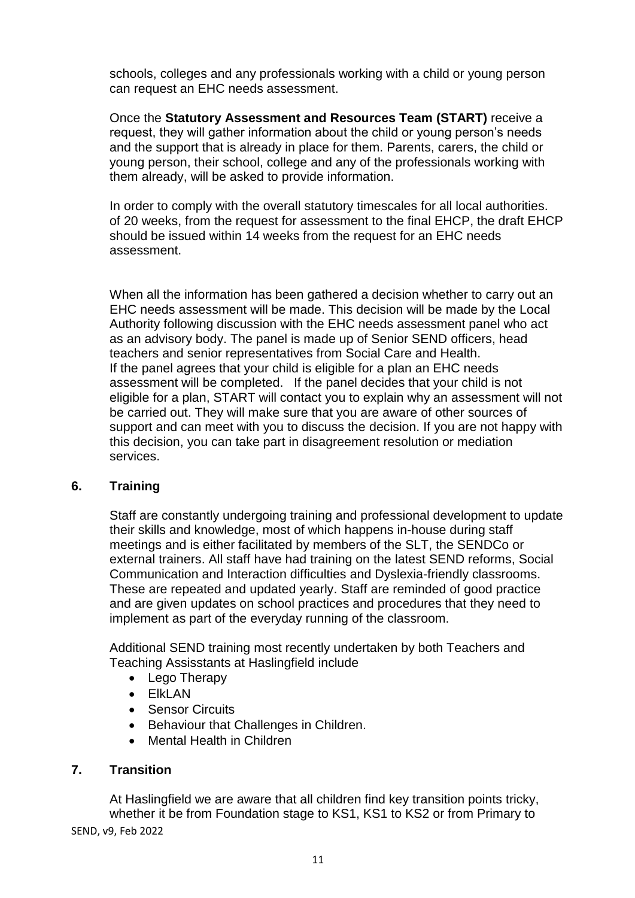schools, colleges and any professionals working with a child or young person can request an EHC needs assessment.

Once the **Statutory Assessment and Resources Team (START)** receive a request, they will gather information about the child or young person's needs and the support that is already in place for them. Parents, carers, the child or young person, their school, college and any of the professionals working with them already, will be asked to provide information.

In order to comply with the overall statutory timescales for all local authorities. of 20 weeks, from the request for assessment to the final EHCP, the draft EHCP should be issued within 14 weeks from the request for an EHC needs assessment.

When all the information has been gathered a decision whether to carry out an EHC needs assessment will be made. This decision will be made by the Local Authority following discussion with the EHC needs assessment panel who act as an advisory body. The panel is made up of Senior SEND officers, head teachers and senior representatives from Social Care and Health.
If the panel agrees that your child is eligible for a plan an EHC needs assessment will be completed. If the panel decides that your child is not eligible for a plan, START will contact you to explain why an assessment will not be carried out. They will make sure that you are aware of other sources of support and can meet with you to discuss the decision. If you are not happy with this decision, you can take part in disagreement resolution or mediation services.

## 6. Training

Staff are constantly undergoing training and professional development to update their skills and knowledge, most of which happens in-house during staff meetings and is either facilitated by members of the SLT, the SENDCo or external trainers. All staff have had training on the latest SEND reforms, Social Communication and Interaction difficulties and Dyslexia-friendly classrooms. These are repeated and updated yearly. Staff are reminded of good practice and are given updates on school practices and procedures that they need to implement as part of the everyday running of the classroom.

Additional SEND training most recently undertaken by both Teachers and Teaching Assisstants at Haslingfield include

- Lego Therapy
- ElkLAN
- Sensor Circuits
- Behaviour that Challenges in Children.
- Mental Health in Children

## 7. Transition

At Haslingfield we are aware that all children find key transition points tricky, whether it be from Foundation stage to KS1, KS1 to KS2 or from Primary to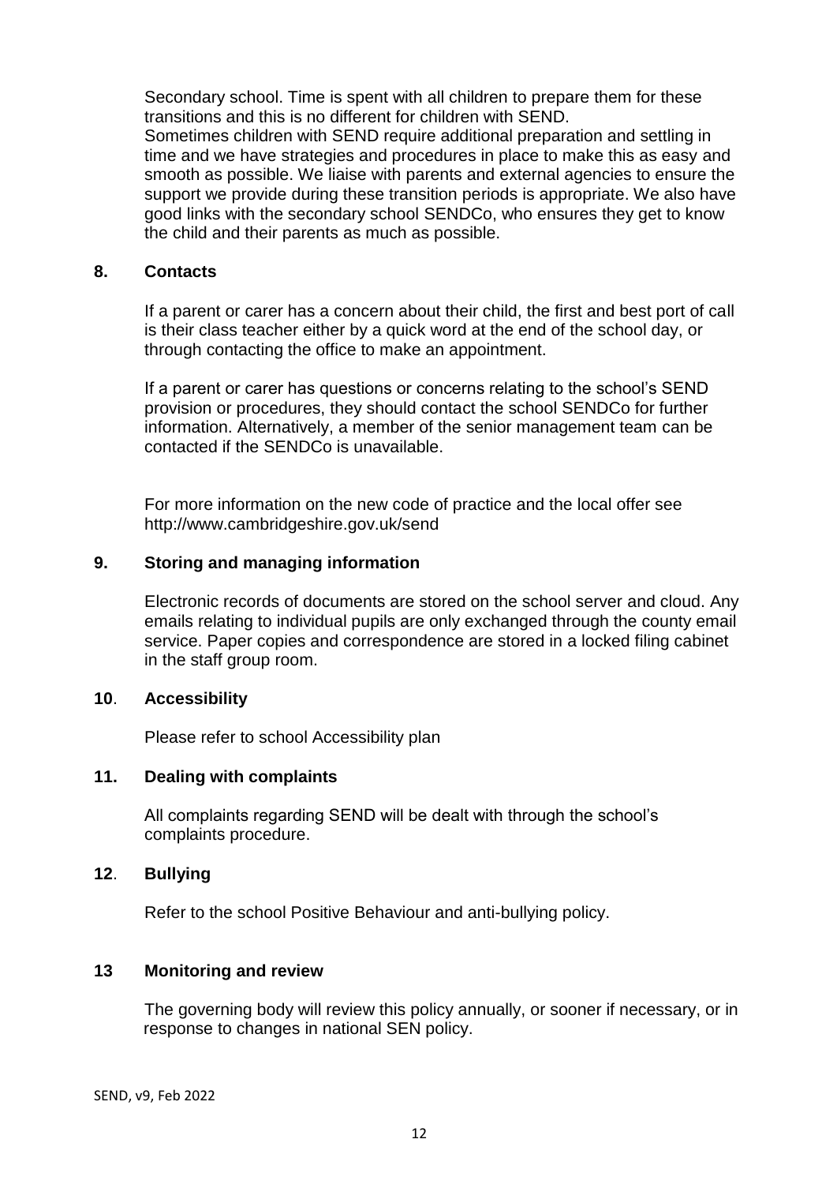Secondary school. Time is spent with all children to prepare them for these transitions and this is no different for children with SEND.
Sometimes children with SEND require additional preparation and settling in time and we have strategies and procedures in place to make this as easy and smooth as possible. We liaise with parents and external agencies to ensure the support we provide during these transition periods is appropriate. We also have good links with the secondary school SENDCo, who ensures they get to know the child and their parents as much as possible.

## 8. Contacts

If a parent or carer has a concern about their child, the first and best port of call is their class teacher either by a quick word at the end of the school day, or through contacting the office to make an appointment.

If a parent or carer has questions or concerns relating to the school's SEND provision or procedures, they should contact the school SENDCo for further information. Alternatively, a member of the senior management team can be contacted if the SENDCo is unavailable.

For more information on the new code of practice and the local offer see http://www.cambridgeshire.gov.uk/send

## 9. Storing and managing information

Electronic records of documents are stored on the school server and cloud. Any emails relating to individual pupils are only exchanged through the county email service. Paper copies and correspondence are stored in a locked filing cabinet in the staff group room.

## 10. Accessibility

Please refer to school Accessibility plan

## 11. Dealing with complaints

All complaints regarding SEND will be dealt with through the school's complaints procedure.

## 12. Bullying

Refer to the school Positive Behaviour and anti-bullying policy.

## 13 Monitoring and review

The governing body will review this policy annually, or sooner if necessary, or in response to changes in national SEN policy.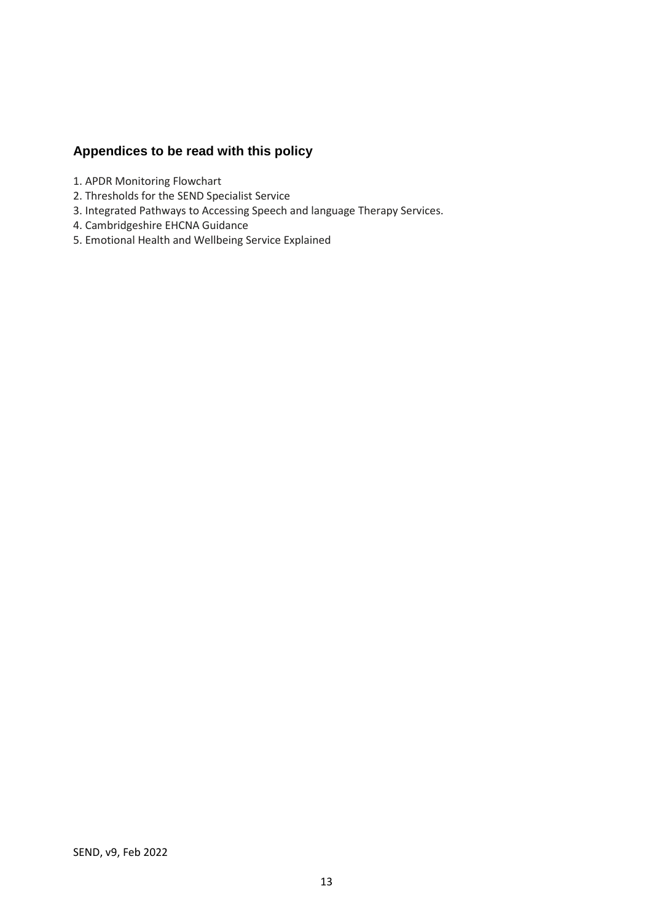## Appendices to be read with this policy

1. APDR Monitoring Flowchart
2. Thresholds for the SEND Specialist Service
3. Integrated Pathways to Accessing Speech and language Therapy Services.
4. Cambridgeshire EHCNA Guidance
5. Emotional Health and Wellbeing Service Explained